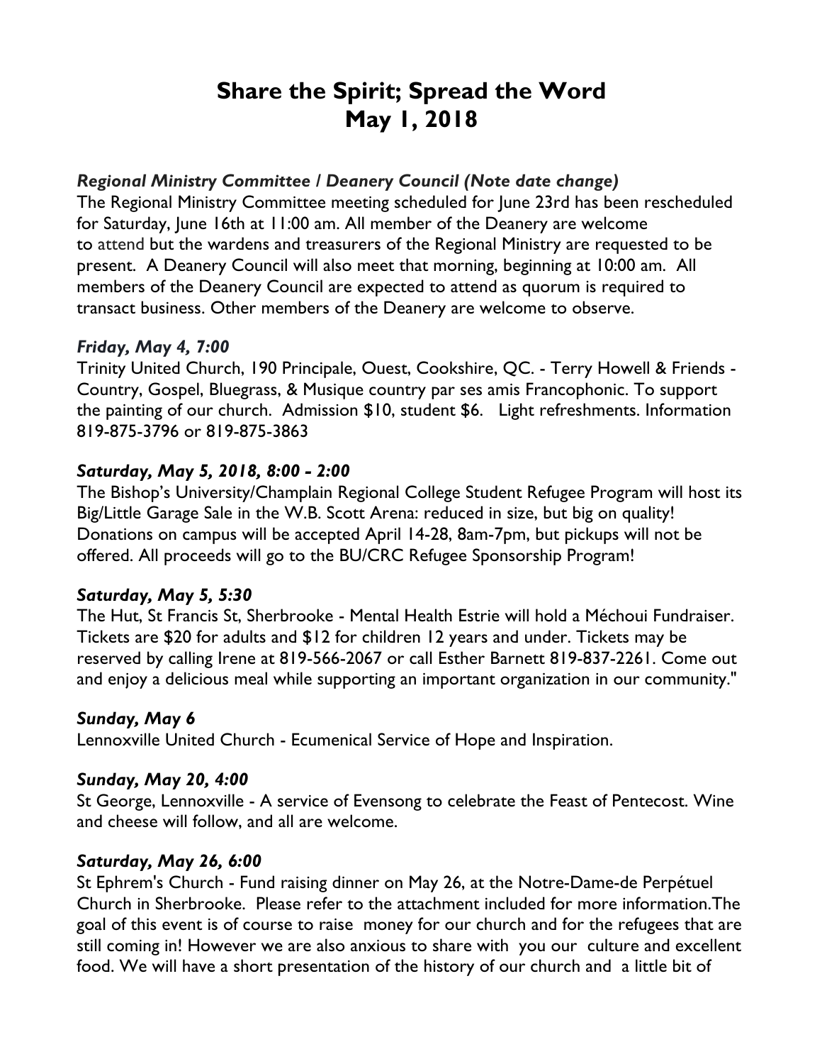# Share the Spirit; Spread the Word
# May 1, 2018

### *Regional Ministry Committee / Deanery Council (Note date change)*

The Regional Ministry Committee meeting scheduled for June 23rd has been rescheduled for Saturday, June 16th at 11:00 am. All member of the Deanery are welcome to attend but the wardens and treasurers of the Regional Ministry are requested to be present. A Deanery Council will also meet that morning, beginning at 10:00 am. All members of the Deanery Council are expected to attend as quorum is required to transact business. Other members of the Deanery are welcome to observe.

### *Friday, May 4, 7:00*

Trinity United Church, 190 Principale, Ouest, Cookshire, QC. - Terry Howell & Friends - Country, Gospel, Bluegrass, & Musique country par ses amis Francophonic. To support the painting of our church. Admission $10, student $6. Light refreshments. Information 819-875-3796 or 819-875-3863

### *Saturday, May 5, 2018, 8:00 - 2:00*

The Bishop's University/Champlain Regional College Student Refugee Program will host its Big/Little Garage Sale in the W.B. Scott Arena: reduced in size, but big on quality! Donations on campus will be accepted April 14-28, 8am-7pm, but pickups will not be offered. All proceeds will go to the BU/CRC Refugee Sponsorship Program!

### *Saturday, May 5, 5:30*

The Hut, St Francis St, Sherbrooke - Mental Health Estrie will hold a Méchoui Fundraiser. Tickets are $20 for adults and $12 for children 12 years and under. Tickets may be reserved by calling Irene at 819-566-2067 or call Esther Barnett 819-837-2261. Come out and enjoy a delicious meal while supporting an important organization in our community."

### *Sunday, May 6*

Lennoxville United Church - Ecumenical Service of Hope and Inspiration.

### *Sunday, May 20, 4:00*

St George, Lennoxville - A service of Evensong to celebrate the Feast of Pentecost. Wine and cheese will follow, and all are welcome.

### *Saturday, May 26, 6:00*

St Ephrem's Church - Fund raising dinner on May 26, at the Notre-Dame-de Perpétuel Church in Sherbrooke. Please refer to the attachment included for more information.The goal of this event is of course to raise money for our church and for the refugees that are still coming in! However we are also anxious to share with you our culture and excellent food. We will have a short presentation of the history of our church and a little bit of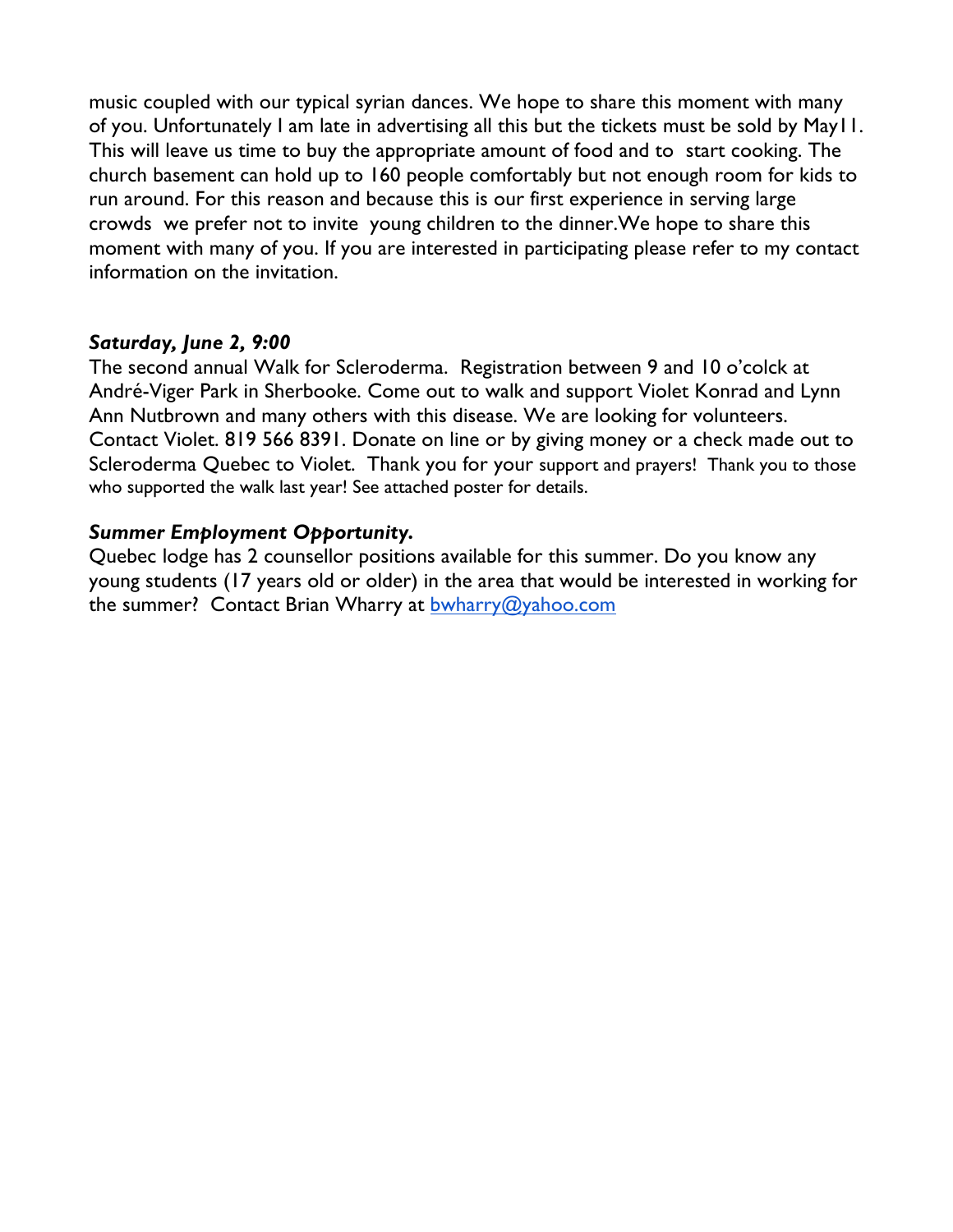music coupled with our typical syrian dances. We hope to share this moment with many of you. Unfortunately I am late in advertising all this but the tickets must be sold by May11. This will leave us time to buy the appropriate amount of food and to start cooking. The church basement can hold up to 160 people comfortably but not enough room for kids to run around. For this reason and because this is our first experience in serving large crowds we prefer not to invite young children to the dinner.We hope to share this moment with many of you. If you are interested in participating please refer to my contact information on the invitation.

***Saturday, June 2, 9:00***

The second annual Walk for Scleroderma. Registration between 9 and 10 o'colck at André-Viger Park in Sherbooke. Come out to walk and support Violet Konrad and Lynn Ann Nutbrown and many others with this disease. We are looking for volunteers. Contact Violet. 819 566 8391. Donate on line or by giving money or a check made out to Scleroderma Quebec to Violet. Thank you for your support and prayers! Thank you to those who supported the walk last year! See attached poster for details.

***Summer Employment Opportunity.***

Quebec lodge has 2 counsellor positions available for this summer. Do you know any young students (17 years old or older) in the area that would be interested in working for the summer? Contact Brian Wharry at bwharry@yahoo.com